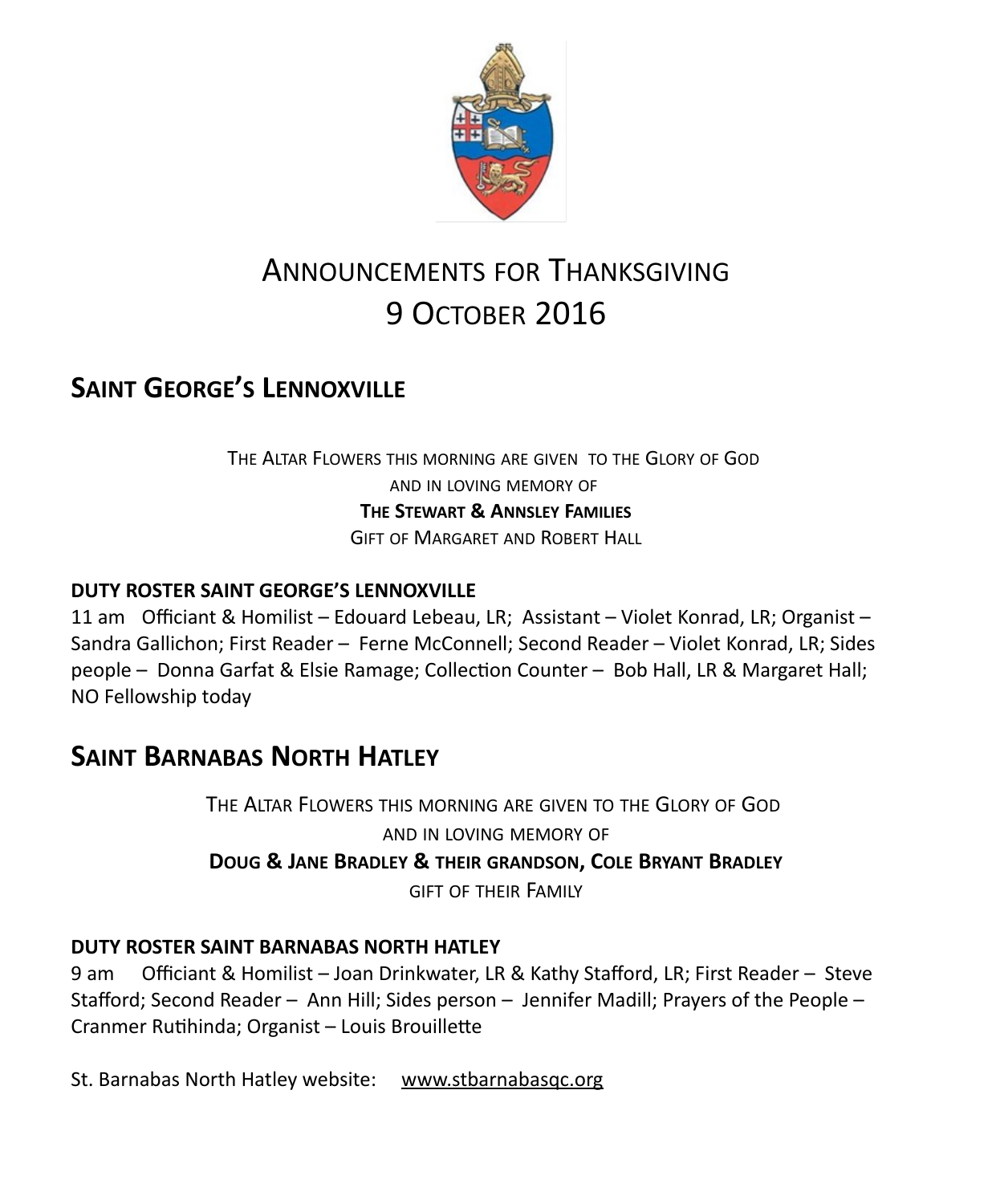# Announcements for Thanksgiving
# 9 October 2016

## Saint George's Lennoxville

The Altar Flowers this morning are given to the Glory of God
and in loving memory of
**The Stewart & Annsley Families**
Gift of Margaret and Robert Hall

**DUTY ROSTER SAINT GEORGE'S LENNOXVILLE**
11 am Officiant & Homilist – Edouard Lebeau, LR; Assistant – Violet Konrad, LR; Organist – Sandra Gallichon; First Reader – Ferne McConnell; Second Reader – Violet Konrad, LR; Sides people – Donna Garfat & Elsie Ramage; Collection Counter – Bob Hall, LR & Margaret Hall; NO Fellowship today

## Saint Barnabas North Hatley

The Altar Flowers this morning are given to the Glory of God
and in loving memory of
**Doug & Jane Bradley & their grandson, Cole Bryant Bradley**
gift of their Family

**DUTY ROSTER SAINT BARNABAS NORTH HATLEY**
9 am Officiant & Homilist – Joan Drinkwater, LR & Kathy Stafford, LR; First Reader – Steve Stafford; Second Reader – Ann Hill; Sides person – Jennifer Madill; Prayers of the People – Cranmer Rutihinda; Organist – Louis Brouillette

St. Barnabas North Hatley website: www.stbarnabasqc.org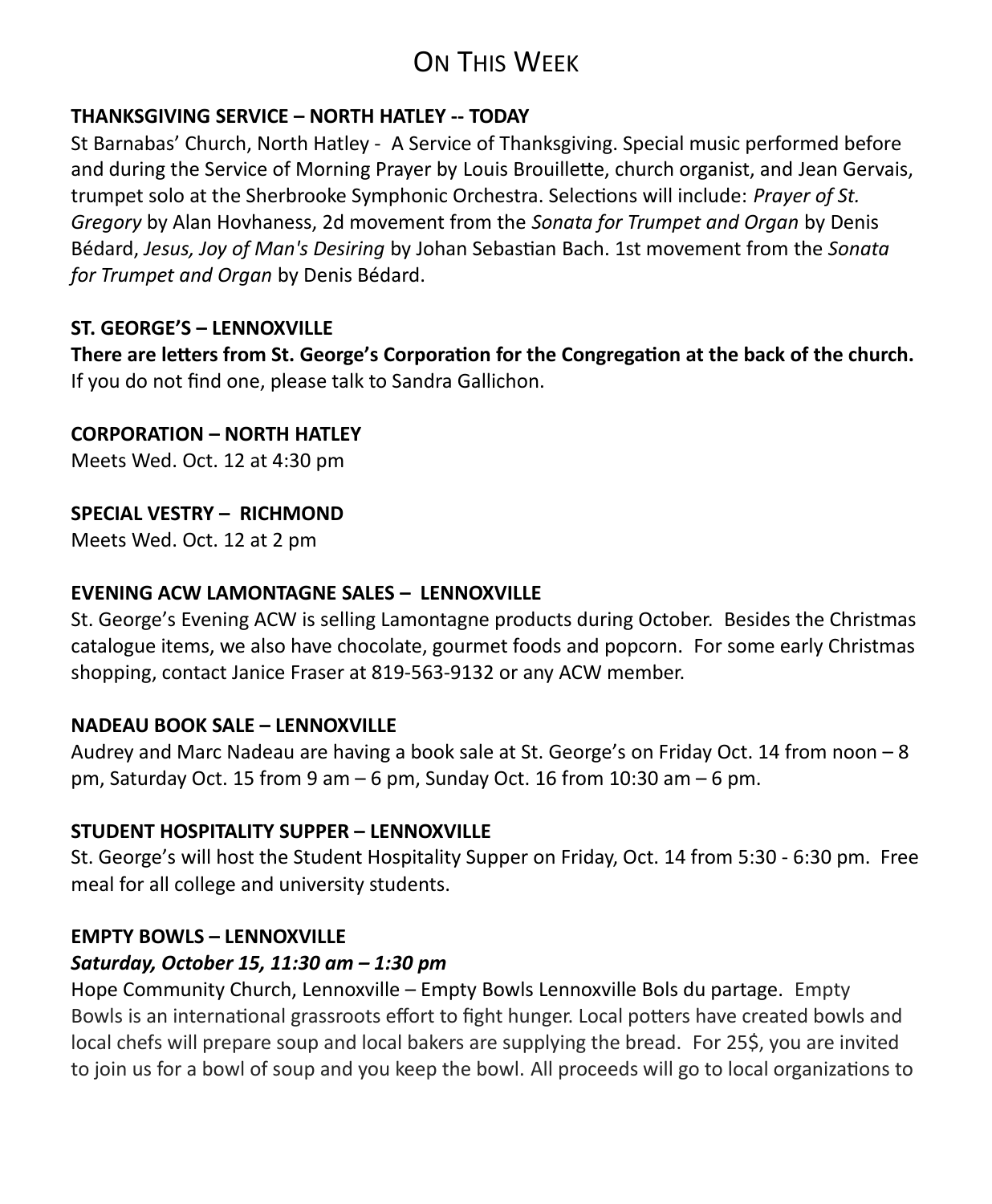# On This Week

**THANKSGIVING SERVICE – NORTH HATLEY -- TODAY**

St Barnabas' Church, North Hatley - A Service of Thanksgiving. Special music performed before and during the Service of Morning Prayer by Louis Brouillette, church organist, and Jean Gervais, trumpet solo at the Sherbrooke Symphonic Orchestra. Selections will include: *Prayer of St. Gregory* by Alan Hovhaness, 2d movement from the *Sonata for Trumpet and Organ* by Denis Bédard, *Jesus, Joy of Man's Desiring* by Johan Sebastian Bach. 1st movement from the *Sonata for Trumpet and Organ* by Denis Bédard.

**ST. GEORGE'S – LENNOXVILLE**

**There are letters from St. George's Corporation for the Congregation at the back of the church.** If you do not find one, please talk to Sandra Gallichon.

**CORPORATION – NORTH HATLEY**

Meets Wed. Oct. 12 at 4:30 pm

**SPECIAL VESTRY – RICHMOND**

Meets Wed. Oct. 12 at 2 pm

**EVENING ACW LAMONTAGNE SALES – LENNOXVILLE**

St. George's Evening ACW is selling Lamontagne products during October. Besides the Christmas catalogue items, we also have chocolate, gourmet foods and popcorn. For some early Christmas shopping, contact Janice Fraser at 819-563-9132 or any ACW member.

**NADEAU BOOK SALE – LENNOXVILLE**

Audrey and Marc Nadeau are having a book sale at St. George's on Friday Oct. 14 from noon – 8 pm, Saturday Oct. 15 from 9 am – 6 pm, Sunday Oct. 16 from 10:30 am – 6 pm.

**STUDENT HOSPITALITY SUPPER – LENNOXVILLE**

St. George's will host the Student Hospitality Supper on Friday, Oct. 14 from 5:30 - 6:30 pm. Free meal for all college and university students.

**EMPTY BOWLS – LENNOXVILLE**

***Saturday, October 15, 11:30 am – 1:30 pm***

Hope Community Church, Lennoxville – Empty Bowls Lennoxville Bols du partage. Empty Bowls is an international grassroots effort to fight hunger. Local potters have created bowls and local chefs will prepare soup and local bakers are supplying the bread. For 25$, you are invited to join us for a bowl of soup and you keep the bowl. All proceeds will go to local organizations to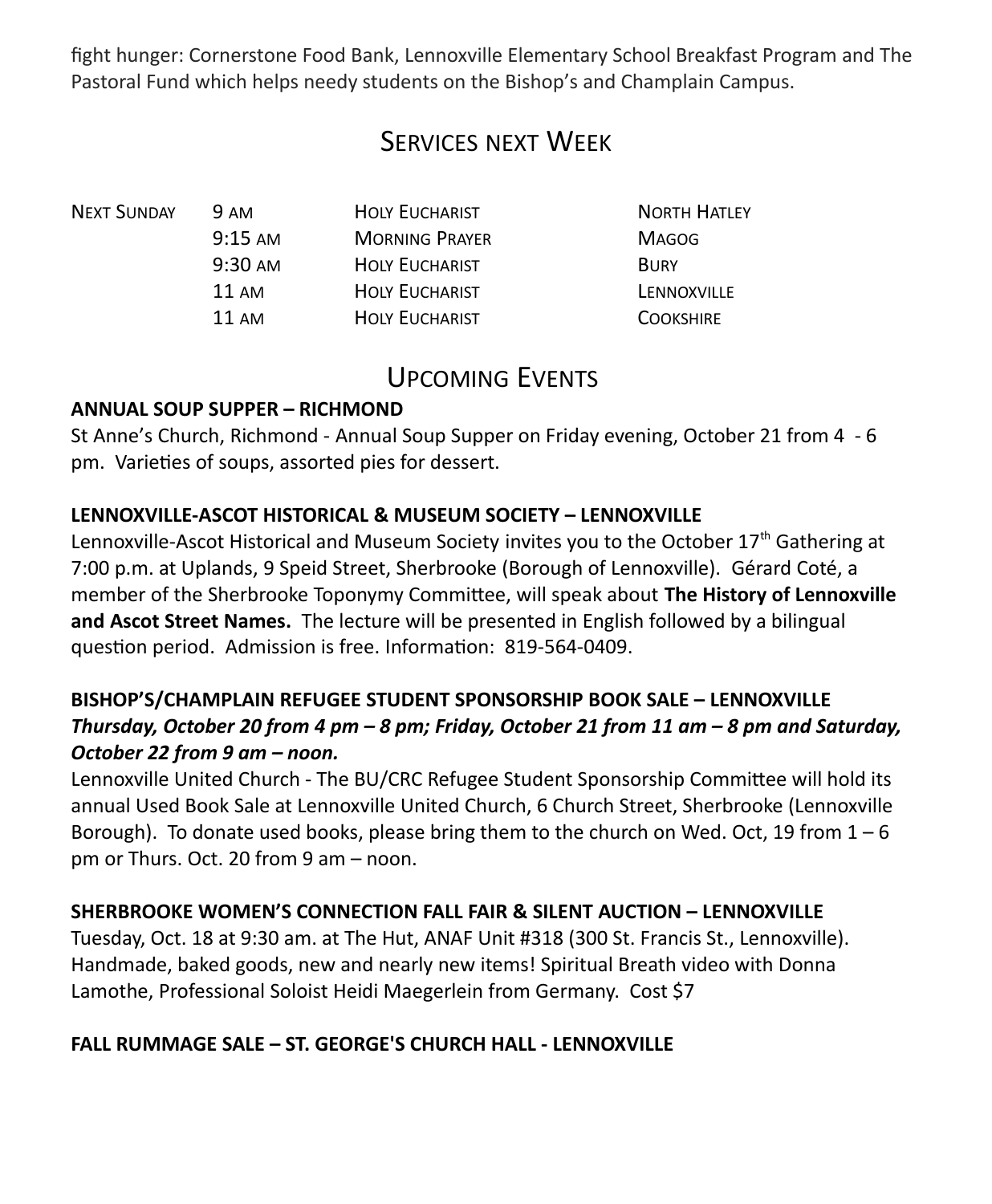fight hunger: Cornerstone Food Bank, Lennoxville Elementary School Breakfast Program and The Pastoral Fund which helps needy students on the Bishop's and Champlain Campus.

## Services next Week

| | | | |
|---|---|---|---|
| Next Sunday | 9 am | Holy Eucharist | North Hatley |
| | 9:15 am | Morning Prayer | Magog |
| | 9:30 am | Holy Eucharist | Bury |
| | 11 am | Holy Eucharist | Lennoxville |
| | 11 am | Holy Eucharist | Cookshire |

## Upcoming Events

**ANNUAL SOUP SUPPER – RICHMOND**

St Anne's Church, Richmond - Annual Soup Supper on Friday evening, October 21 from 4 - 6 pm. Varieties of soups, assorted pies for dessert.

**LENNOXVILLE-ASCOT HISTORICAL & MUSEUM SOCIETY – LENNOXVILLE**

Lennoxville-Ascot Historical and Museum Society invites you to the October 17th Gathering at 7:00 p.m. at Uplands, 9 Speid Street, Sherbrooke (Borough of Lennoxville). Gérard Coté, a member of the Sherbrooke Toponymy Committee, will speak about **The History of Lennoxville and Ascot Street Names.** The lecture will be presented in English followed by a bilingual question period. Admission is free. Information: 819-564-0409.

**BISHOP'S/CHAMPLAIN REFUGEE STUDENT SPONSORSHIP BOOK SALE – LENNOXVILLE**

***Thursday, October 20 from 4 pm – 8 pm; Friday, October 21 from 11 am – 8 pm and Saturday, October 22 from 9 am – noon.***

Lennoxville United Church - The BU/CRC Refugee Student Sponsorship Committee will hold its annual Used Book Sale at Lennoxville United Church, 6 Church Street, Sherbrooke (Lennoxville Borough). To donate used books, please bring them to the church on Wed. Oct, 19 from 1 – 6 pm or Thurs. Oct. 20 from 9 am – noon.

**SHERBROOKE WOMEN'S CONNECTION FALL FAIR & SILENT AUCTION – LENNOXVILLE**

Tuesday, Oct. 18 at 9:30 am. at The Hut, ANAF Unit #318 (300 St. Francis St., Lennoxville). Handmade, baked goods, new and nearly new items! Spiritual Breath video with Donna Lamothe, Professional Soloist Heidi Maegerlein from Germany. Cost $7

**FALL RUMMAGE SALE – ST. GEORGE'S CHURCH HALL - LENNOXVILLE**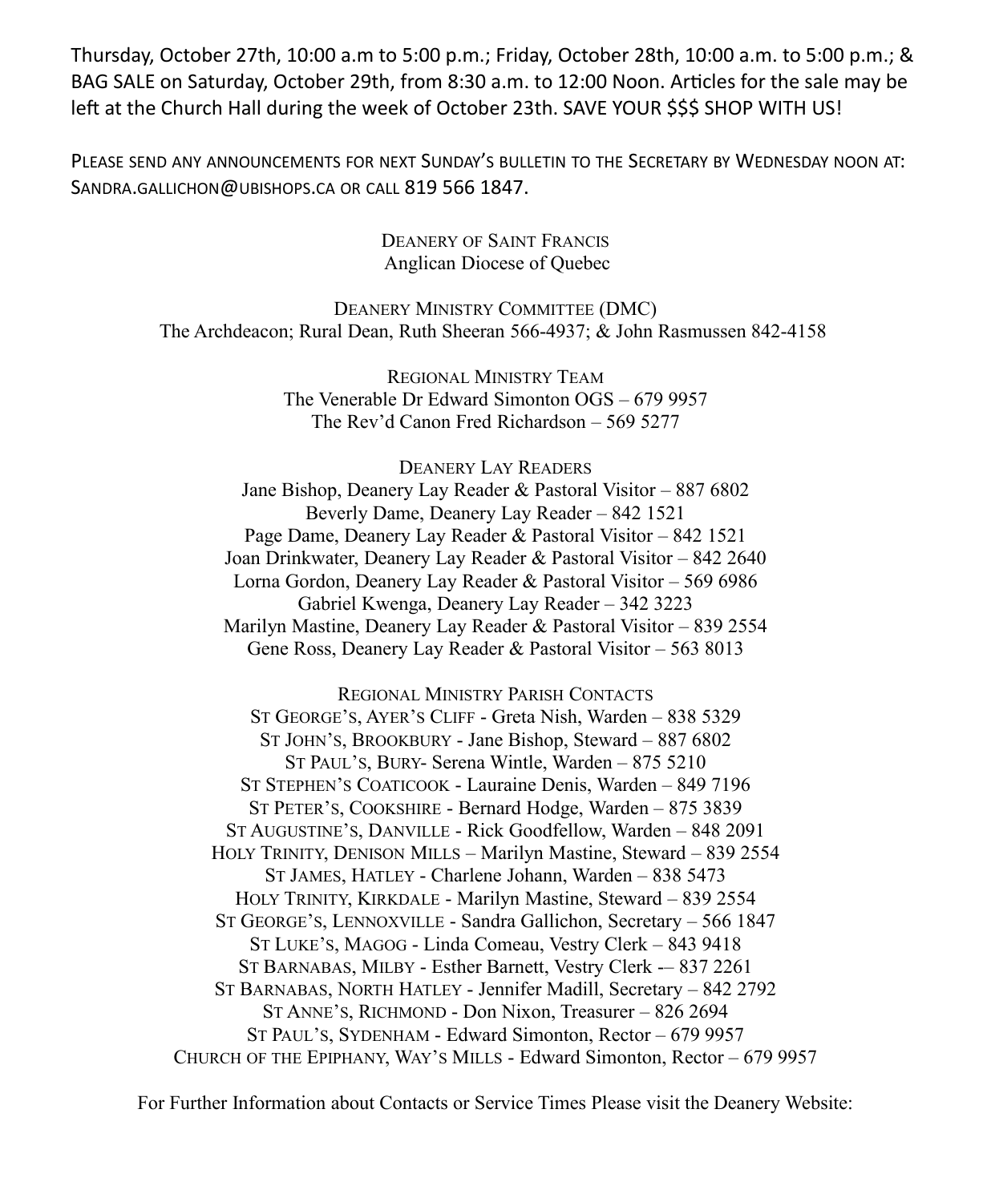Thursday, October 27th, 10:00 a.m to 5:00 p.m.; Friday, October 28th, 10:00 a.m. to 5:00 p.m.; & BAG SALE on Saturday, October 29th, from 8:30 a.m. to 12:00 Noon. Articles for the sale may be left at the Church Hall during the week of October 23th. SAVE YOUR $$$ SHOP WITH US!

PLEASE SEND ANY ANNOUNCEMENTS FOR NEXT SUNDAY'S BULLETIN TO THE SECRETARY BY WEDNESDAY NOON AT: SANDRA.GALLICHON@UBISHOPS.CA OR CALL 819 566 1847.

DEANERY OF SAINT FRANCIS
Anglican Diocese of Quebec

DEANERY MINISTRY COMMITTEE (DMC)
The Archdeacon; Rural Dean, Ruth Sheeran 566-4937; & John Rasmussen 842-4158

REGIONAL MINISTRY TEAM
The Venerable Dr Edward Simonton OGS – 679 9957
The Rev'd Canon Fred Richardson – 569 5277

DEANERY LAY READERS
Jane Bishop, Deanery Lay Reader & Pastoral Visitor – 887 6802
Beverly Dame, Deanery Lay Reader – 842 1521
Page Dame, Deanery Lay Reader & Pastoral Visitor – 842 1521
Joan Drinkwater, Deanery Lay Reader & Pastoral Visitor – 842 2640
Lorna Gordon, Deanery Lay Reader & Pastoral Visitor – 569 6986
Gabriel Kwenga, Deanery Lay Reader – 342 3223
Marilyn Mastine, Deanery Lay Reader & Pastoral Visitor – 839 2554
Gene Ross, Deanery Lay Reader & Pastoral Visitor – 563 8013

REGIONAL MINISTRY PARISH CONTACTS
ST GEORGE'S, AYER'S CLIFF - Greta Nish, Warden – 838 5329
ST JOHN'S, BROOKBURY - Jane Bishop, Steward – 887 6802
ST PAUL'S, BURY- Serena Wintle, Warden – 875 5210
ST STEPHEN'S COATICOOK - Lauraine Denis, Warden – 849 7196
ST PETER'S, COOKSHIRE - Bernard Hodge, Warden – 875 3839
ST AUGUSTINE'S, DANVILLE - Rick Goodfellow, Warden – 848 2091
HOLY TRINITY, DENISON MILLS – Marilyn Mastine, Steward – 839 2554
ST JAMES, HATLEY - Charlene Johann, Warden – 838 5473
HOLY TRINITY, KIRKDALE - Marilyn Mastine, Steward – 839 2554
ST GEORGE'S, LENNOXVILLE - Sandra Gallichon, Secretary – 566 1847
ST LUKE'S, MAGOG - Linda Comeau, Vestry Clerk – 843 9418
ST BARNABAS, MILBY - Esther Barnett, Vestry Clerk -– 837 2261
ST BARNABAS, NORTH HATLEY - Jennifer Madill, Secretary – 842 2792
ST ANNE'S, RICHMOND - Don Nixon, Treasurer – 826 2694
ST PAUL'S, SYDENHAM - Edward Simonton, Rector – 679 9957
CHURCH OF THE EPIPHANY, WAY'S MILLS - Edward Simonton, Rector – 679 9957

For Further Information about Contacts or Service Times Please visit the Deanery Website: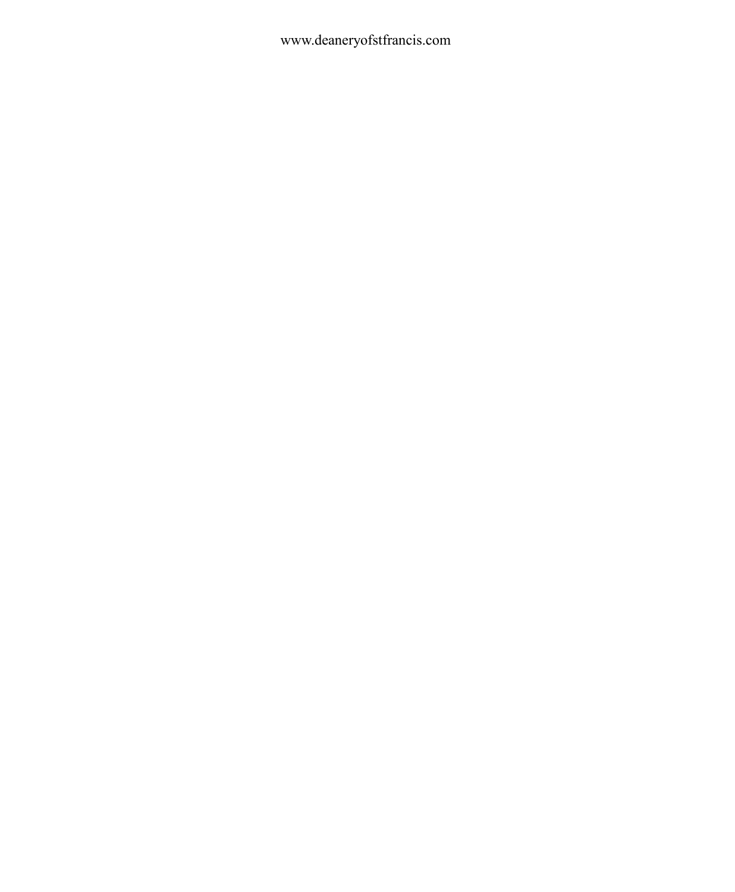www.deaneryofstfrancis.com